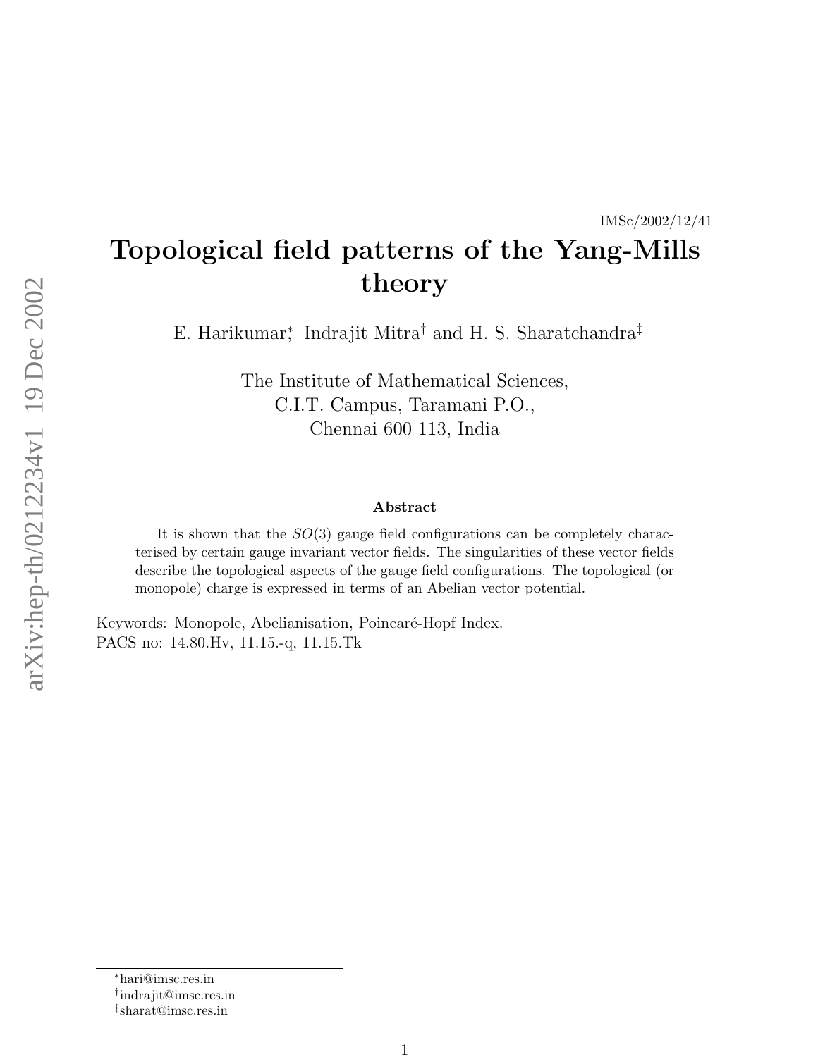IMSc/2002/12/41

# Topological field patterns of the Yang-Mills theory

E. Harikumar[*], Indrajit Mitra[†] and H. S. Sharatchandra[‡]

The Institute of Mathematical Sciences,
C.I.T. Campus, Taramani P.O.,
Chennai 600 113, India

### Abstract

It is shown that the $SO(3)$ gauge field configurations can be completely characterised by certain gauge invariant vector fields. The singularities of these vector fields describe the topological aspects of the gauge field configurations. The topological (or monopole) charge is expressed in terms of an Abelian vector potential.

Keywords: Monopole, Abelianisation, Poincaré-Hopf Index.
PACS no: 14.80.Hv, 11.15.-q, 11.15.Tk

---

[*] hari@imsc.res.in
[†] indrajit@imsc.res.in
[‡] sharat@imsc.res.in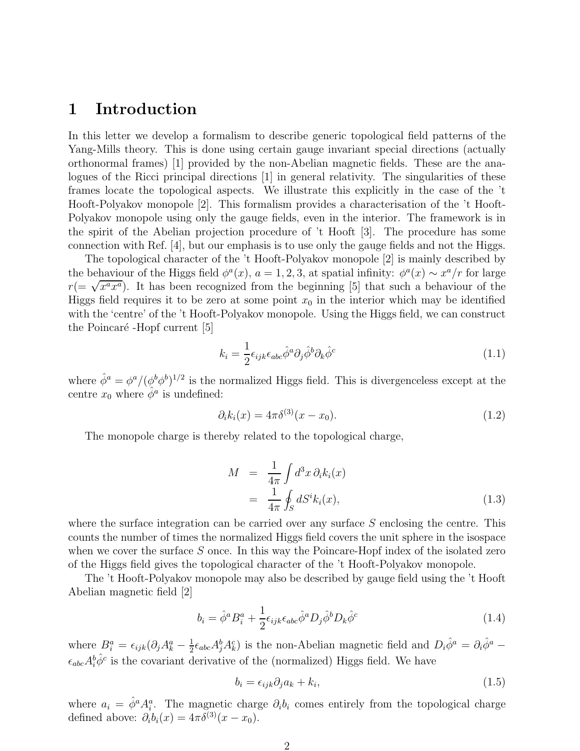# 1 Introduction

In this letter we develop a formalism to describe generic topological field patterns of the Yang-Mills theory. This is done using certain gauge invariant special directions (actually orthonormal frames) [1] provided by the non-Abelian magnetic fields. These are the analogues of the Ricci principal directions [1] in general relativity. The singularities of these frames locate the topological aspects. We illustrate this explicitly in the case of the 't Hooft-Polyakov monopole [2]. This formalism provides a characterisation of the 't Hooft-Polyakov monopole using only the gauge fields, even in the interior. The framework is in the spirit of the Abelian projection procedure of 't Hooft [3]. The procedure has some connection with Ref. [4], but our emphasis is to use only the gauge fields and not the Higgs.

The topological character of the 't Hooft-Polyakov monopole [2] is mainly described by the behaviour of the Higgs field $\phi^a(x)$, $a = 1, 2, 3$, at spatial infinity: $\phi^a(x) \sim x^a/r$ for large $r(= \sqrt{x^a x^a})$. It has been recognized from the beginning [5] that such a behaviour of the Higgs field requires it to be zero at some point $x_0$ in the interior which may be identified with the 'centre' of the 't Hooft-Polyakov monopole. Using the Higgs field, we can construct the Poincaré -Hopf current [5]

$$k_i = \frac{1}{2}\epsilon_{ijk}\epsilon_{abc}\hat{\phi}^a\partial_j\hat{\phi}^b\partial_k\hat{\phi}^c \tag{1.1}$$

where $\hat{\phi}^a = \phi^a/(\phi^b\phi^b)^{1/2}$ is the normalized Higgs field. This is divergenceless except at the centre $x_0$ where $\hat{\phi}^a$ is undefined:

$$\partial_i k_i(x) = 4\pi\delta^{(3)}(x - x_0). \tag{1.2}$$

The monopole charge is thereby related to the topological charge,

$$\begin{aligned} M &= \frac{1}{4\pi}\int d^3x\, \partial_i k_i(x) \\ &= \frac{1}{4\pi}\oint_S dS^i k_i(x), \end{aligned} \tag{1.3}$$

where the surface integration can be carried over any surface $S$ enclosing the centre. This counts the number of times the normalized Higgs field covers the unit sphere in the isospace when we cover the surface $S$ once. In this way the Poincare-Hopf index of the isolated zero of the Higgs field gives the topological character of the 't Hooft-Polyakov monopole.

The 't Hooft-Polyakov monopole may also be described by gauge field using the 't Hooft Abelian magnetic field [2]

$$b_i = \hat{\phi}^a B_i^a + \frac{1}{2}\epsilon_{ijk}\epsilon_{abc}\hat{\phi}^a D_j\hat{\phi}^b D_k\hat{\phi}^c \tag{1.4}$$

where $B_i^a = \epsilon_{ijk}(\partial_j A_k^a - \frac{1}{2}\epsilon_{abc}A_j^b A_k^c)$ is the non-Abelian magnetic field and $D_i\hat{\phi}^a = \partial_i\hat{\phi}^a - \epsilon_{abc}A_i^b\hat{\phi}^c$ is the covariant derivative of the (normalized) Higgs field. We have

$$b_i = \epsilon_{ijk}\partial_j a_k + k_i, \tag{1.5}$$

where $a_i = \hat{\phi}^a A_i^a$. The magnetic charge $\partial_i b_i$ comes entirely from the topological charge defined above: $\partial_i b_i(x) = 4\pi\delta^{(3)}(x - x_0)$.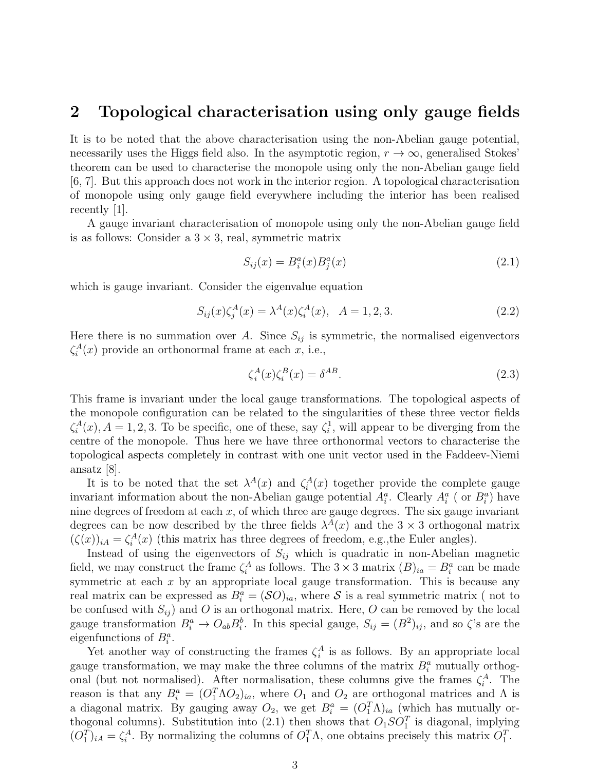## 2 Topological characterisation using only gauge fields

It is to be noted that the above characterisation using the non-Abelian gauge potential, necessarily uses the Higgs field also. In the asymptotic region, $r \to \infty$, generalised Stokes' theorem can be used to characterise the monopole using only the non-Abelian gauge field [6, 7]. But this approach does not work in the interior region. A topological characterisation of monopole using only gauge field everywhere including the interior has been realised recently [1].

A gauge invariant characterisation of monopole using only the non-Abelian gauge field is as follows: Consider a $3 \times 3$, real, symmetric matrix

$$S_{ij}(x) = B_i^a(x) B_j^a(x) \tag{2.1}$$

which is gauge invariant. Consider the eigenvalue equation

$$S_{ij}(x)\zeta_j^A(x) = \lambda^A(x)\zeta_i^A(x), \quad A = 1, 2, 3. \tag{2.2}$$

Here there is no summation over $A$. Since $S_{ij}$ is symmetric, the normalised eigenvectors $\zeta_i^A(x)$ provide an orthonormal frame at each $x$, i.e.,

$$\zeta_i^A(x)\zeta_i^B(x) = \delta^{AB}. \tag{2.3}$$

This frame is invariant under the local gauge transformations. The topological aspects of the monopole configuration can be related to the singularities of these three vector fields $\zeta_i^A(x), A = 1, 2, 3$. To be specific, one of these, say $\zeta_i^1$, will appear to be diverging from the centre of the monopole. Thus here we have three orthonormal vectors to characterise the topological aspects completely in contrast with one unit vector used in the Faddeev-Niemi ansatz [8].

It is to be noted that the set $\lambda^A(x)$ and $\zeta_i^A(x)$ together provide the complete gauge invariant information about the non-Abelian gauge potential $A_i^a$. Clearly $A_i^a$ ( or $B_i^a$) have nine degrees of freedom at each $x$, of which three are gauge degrees. The six gauge invariant degrees can be now described by the three fields $\lambda^A(x)$ and the $3 \times 3$ orthogonal matrix $(\zeta(x))_{iA} = \zeta_i^A(x)$ (this matrix has three degrees of freedom, e.g.,the Euler angles).

Instead of using the eigenvectors of $S_{ij}$ which is quadratic in non-Abelian magnetic field, we may construct the frame $\zeta_i^A$ as follows. The $3 \times 3$ matrix $(B)_{ia} = B_i^a$ can be made symmetric at each $x$ by an appropriate local gauge transformation. This is because any real matrix can be expressed as $B_i^a = (\mathcal{S}O)_{ia}$, where $\mathcal{S}$ is a real symmetric matrix ( not to be confused with $S_{ij}$) and $O$ is an orthogonal matrix. Here, $O$ can be removed by the local gauge transformation $B_i^a \to O_{ab} B_i^b$. In this special gauge, $S_{ij} = (B^2)_{ij}$, and so $\zeta$'s are the eigenfunctions of $B_i^a$.

Yet another way of constructing the frames $\zeta_i^A$ is as follows. By an appropriate local gauge transformation, we may make the three columns of the matrix $B_i^a$ mutually orthogonal (but not normalised). After normalisation, these columns give the frames $\zeta_i^A$. The reason is that any $B_i^a = (O_1^T \Lambda O_2)_{ia}$, where $O_1$ and $O_2$ are orthogonal matrices and $\Lambda$ is a diagonal matrix. By gauging away $O_2$, we get $B_i^a = (O_1^T \Lambda)_{ia}$ (which has mutually orthogonal columns). Substitution into (2.1) then shows that $O_1 S O_1^T$ is diagonal, implying $(O_1^T)_{iA} = \zeta_i^A$. By normalizing the columns of $O_1^T \Lambda$, one obtains precisely this matrix $O_1^T$.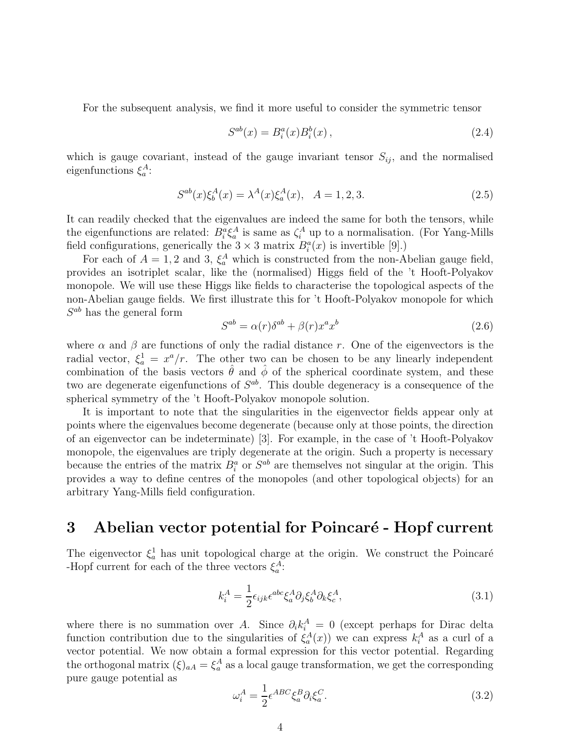For the subsequent analysis, we find it more useful to consider the symmetric tensor

$$S^{ab}(x) = B_i^a(x) B_i^b(x)\,, \tag{2.4}$$

which is gauge covariant, instead of the gauge invariant tensor $S_{ij}$, and the normalised eigenfunctions $\xi_a^A$:

$$S^{ab}(x)\xi_b^A(x) = \lambda^A(x)\xi_a^A(x), \quad A = 1, 2, 3. \tag{2.5}$$

It can readily checked that the eigenvalues are indeed the same for both the tensors, while the eigenfunctions are related: $B_i^a \xi_a^A$ is same as $\zeta_i^A$ up to a normalisation. (For Yang-Mills field configurations, generically the $3 \times 3$ matrix $B_i^a(x)$ is invertible [9].)

For each of $A = 1, 2$ and 3, $\xi_a^A$ which is constructed from the non-Abelian gauge field, provides an isotriplet scalar, like the (normalised) Higgs field of the 't Hooft-Polyakov monopole. We will use these Higgs like fields to characterise the topological aspects of the non-Abelian gauge fields. We first illustrate this for 't Hooft-Polyakov monopole for which $S^{ab}$ has the general form

$$S^{ab} = \alpha(r)\delta^{ab} + \beta(r)x^a x^b \tag{2.6}$$

where $\alpha$ and $\beta$ are functions of only the radial distance $r$. One of the eigenvectors is the radial vector, $\xi_a^1 = x^a/r$. The other two can be chosen to be any linearly independent combination of the basis vectors $\hat{\theta}$ and $\hat{\phi}$ of the spherical coordinate system, and these two are degenerate eigenfunctions of $S^{ab}$. This double degeneracy is a consequence of the spherical symmetry of the 't Hooft-Polyakov monopole solution.

It is important to note that the singularities in the eigenvector fields appear only at points where the eigenvalues become degenerate (because only at those points, the direction of an eigenvector can be indeterminate) [3]. For example, in the case of 't Hooft-Polyakov monopole, the eigenvalues are triply degenerate at the origin. Such a property is necessary because the entries of the matrix $B_i^a$ or $S^{ab}$ are themselves not singular at the origin. This provides a way to define centres of the monopoles (and other topological objects) for an arbitrary Yang-Mills field configuration.

# 3 Abelian vector potential for Poincaré - Hopf current

The eigenvector $\xi_a^1$ has unit topological charge at the origin. We construct the Poincaré -Hopf current for each of the three vectors $\xi_a^A$:

$$k_i^A = \frac{1}{2}\epsilon_{ijk}\epsilon^{abc}\xi_a^A \partial_j \xi_b^A \partial_k \xi_c^A, \tag{3.1}$$

where there is no summation over $A$. Since $\partial_i k_i^A = 0$ (except perhaps for Dirac delta function contribution due to the singularities of $\xi_a^A(x)$) we can express $k_i^A$ as a curl of a vector potential. We now obtain a formal expression for this vector potential. Regarding the orthogonal matrix $(\xi)_{aA} = \xi_a^A$ as a local gauge transformation, we get the corresponding pure gauge potential as

$$\omega_i^A = \frac{1}{2}\epsilon^{ABC}\xi_a^B \partial_i \xi_a^C. \tag{3.2}$$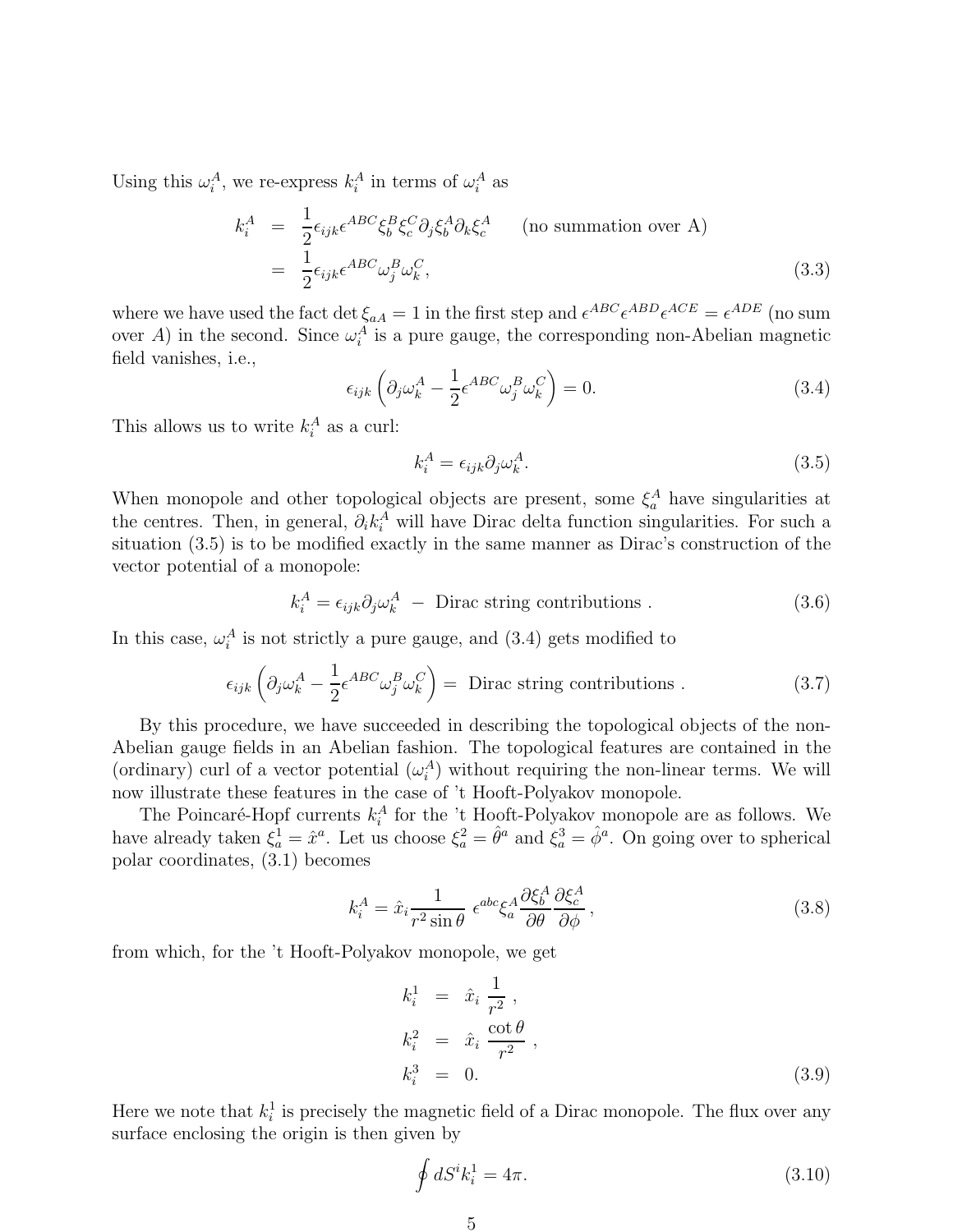Using this $\omega_i^A$, we re-express $k_i^A$ in terms of $\omega_i^A$ as

$$
\begin{aligned}
k_i^A &= \frac{1}{2}\epsilon_{ijk}\epsilon^{ABC}\xi_b^B\xi_c^C\partial_j\xi_b^A\partial_k\xi_c^A \qquad \text{(no summation over A)} \\
&= \frac{1}{2}\epsilon_{ijk}\epsilon^{ABC}\omega_j^B\omega_k^C,
\end{aligned}
\tag{3.3}
$$

where we have used the fact $\det\xi_{aA} = 1$ in the first step and $\epsilon^{ABC}\epsilon^{ABD}\epsilon^{ACE} = \epsilon^{ADE}$ (no sum over $A$) in the second. Since $\omega_i^A$ is a pure gauge, the corresponding non-Abelian magnetic field vanishes, i.e.,

$$
\epsilon_{ijk}\left(\partial_j\omega_k^A - \frac{1}{2}\epsilon^{ABC}\omega_j^B\omega_k^C\right) = 0. \tag{3.4}
$$

This allows us to write $k_i^A$ as a curl:

$$
k_i^A = \epsilon_{ijk}\partial_j\omega_k^A. \tag{3.5}
$$

When monopole and other topological objects are present, some $\xi_a^A$ have singularities at the centres. Then, in general, $\partial_i k_i^A$ will have Dirac delta function singularities. For such a situation (3.5) is to be modified exactly in the same manner as Dirac's construction of the vector potential of a monopole:

$$
k_i^A = \epsilon_{ijk}\partial_j\omega_k^A \ - \text{ Dirac string contributions }. \tag{3.6}
$$

In this case, $\omega_i^A$ is not strictly a pure gauge, and (3.4) gets modified to

$$
\epsilon_{ijk}\left(\partial_j\omega_k^A - \frac{1}{2}\epsilon^{ABC}\omega_j^B\omega_k^C\right) = \text{ Dirac string contributions }. \tag{3.7}
$$

By this procedure, we have succeeded in describing the topological objects of the non-Abelian gauge fields in an Abelian fashion. The topological features are contained in the (ordinary) curl of a vector potential ($\omega_i^A$) without requiring the non-linear terms. We will now illustrate these features in the case of 't Hooft-Polyakov monopole.

The Poincaré-Hopf currents $k_i^A$ for the 't Hooft-Polyakov monopole are as follows. We have already taken $\xi_a^1 = \hat{x}^a$. Let us choose $\xi_a^2 = \hat{\theta}^a$ and $\xi_a^3 = \hat{\phi}^a$. On going over to spherical polar coordinates, (3.1) becomes

$$
k_i^A = \hat{x}_i\frac{1}{r^2\sin\theta}\ \epsilon^{abc}\xi_a^A\frac{\partial\xi_b^A}{\partial\theta}\frac{\partial\xi_c^A}{\partial\phi}\,, \tag{3.8}
$$

from which, for the 't Hooft-Polyakov monopole, we get

$$
\begin{aligned}
k_i^1 &= \hat{x}_i\ \frac{1}{r^2}\ , \\
k_i^2 &= \hat{x}_i\ \frac{\cot\theta}{r^2}\ , \\
k_i^3 &= 0.
\end{aligned}
\tag{3.9}
$$

Here we note that $k_i^1$ is precisely the magnetic field of a Dirac monopole. The flux over any surface enclosing the origin is then given by

$$
\oint dS^i k_i^1 = 4\pi. \tag{3.10}
$$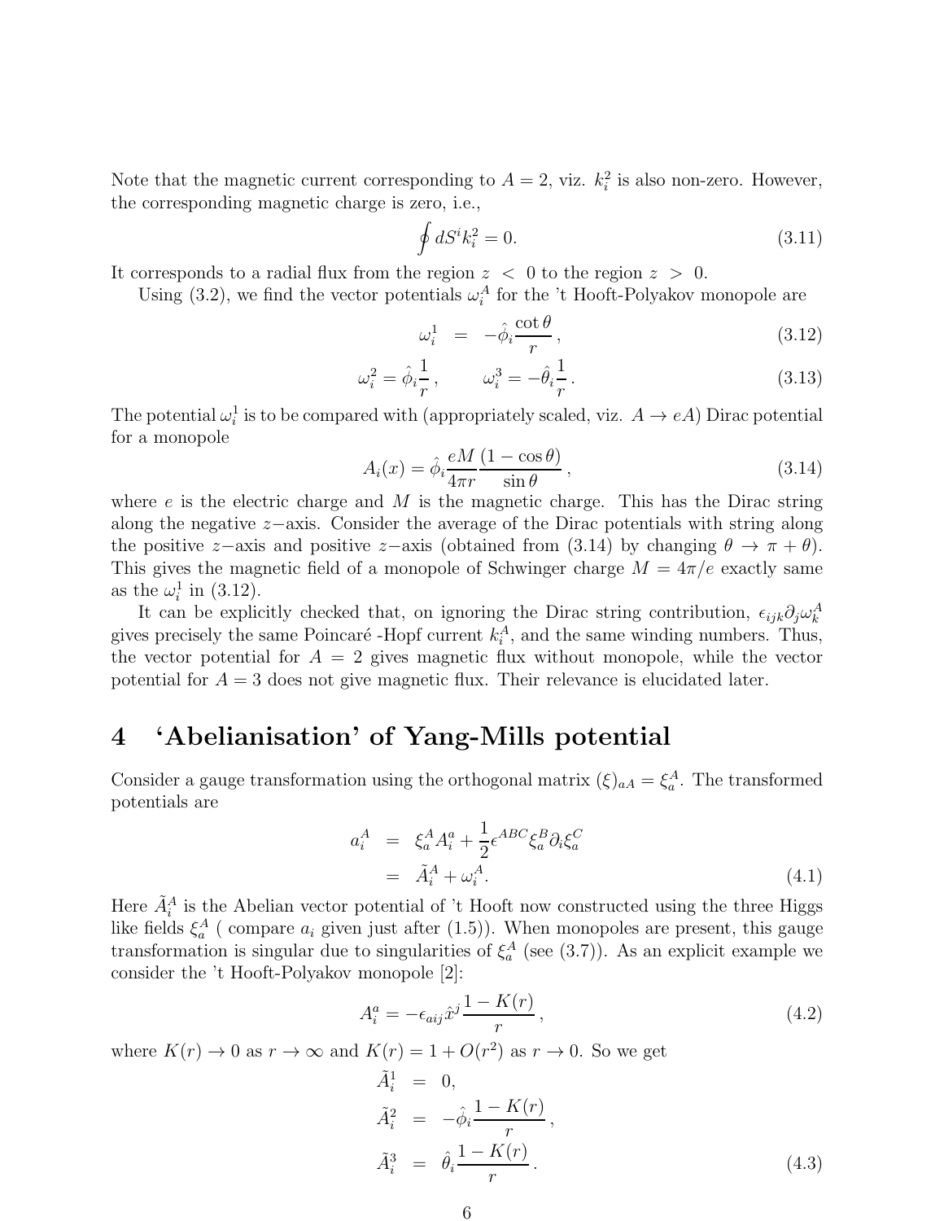Note that the magnetic current corresponding to $A = 2$, viz. $k_i^2$ is also non-zero. However, the corresponding magnetic charge is zero, i.e.,

$$\oint dS^i k_i^2 = 0. \tag{3.11}$$

It corresponds to a radial flux from the region $z < 0$ to the region $z > 0$.

Using (3.2), we find the vector potentials $\omega_i^A$ for the 't Hooft-Polyakov monopole are

$$\omega_i^1 = -\hat{\phi}_i \frac{\cot\theta}{r}\,, \tag{3.12}$$

$$\omega_i^2 = \hat{\phi}_i \frac{1}{r}\,, \qquad \omega_i^3 = -\hat{\theta}_i \frac{1}{r}\,. \tag{3.13}$$

The potential $\omega_i^1$ is to be compared with (appropriately scaled, viz. $A \to eA$) Dirac potential for a monopole

$$A_i(x) = \hat{\phi}_i \frac{eM}{4\pi r} \frac{(1-\cos\theta)}{\sin\theta}\,, \tag{3.14}$$

where $e$ is the electric charge and $M$ is the magnetic charge. This has the Dirac string along the negative $z-$axis. Consider the average of the Dirac potentials with string along the positive $z-$axis and positive $z-$axis (obtained from (3.14) by changing $\theta \to \pi + \theta$). This gives the magnetic field of a monopole of Schwinger charge $M = 4\pi/e$ exactly same as the $\omega_i^1$ in (3.12).

It can be explicitly checked that, on ignoring the Dirac string contribution, $\epsilon_{ijk}\partial_j \omega_k^A$ gives precisely the same Poincaré -Hopf current $k_i^A$, and the same winding numbers. Thus, the vector potential for $A = 2$ gives magnetic flux without monopole, while the vector potential for $A = 3$ does not give magnetic flux. Their relevance is elucidated later.

# 4 'Abelianisation' of Yang-Mills potential

Consider a gauge transformation using the orthogonal matrix $(\xi)_{aA} = \xi_a^A$. The transformed potentials are

$$\begin{aligned} a_i^A &= \xi_a^A A_i^a + \frac{1}{2}\epsilon^{ABC}\xi_a^B \partial_i \xi_a^C \\ &= \tilde{A}_i^A + \omega_i^A. \end{aligned} \tag{4.1}$$

Here $\tilde{A}_i^A$ is the Abelian vector potential of 't Hooft now constructed using the three Higgs like fields $\xi_a^A$ ( compare $a_i$ given just after (1.5)). When monopoles are present, this gauge transformation is singular due to singularities of $\xi_a^A$ (see (3.7)). As an explicit example we consider the 't Hooft-Polyakov monopole [2]:

$$A_i^a = -\epsilon_{aij}\hat{x}^j \frac{1-K(r)}{r}\,, \tag{4.2}$$

where $K(r) \to 0$ as $r \to \infty$ and $K(r) = 1 + O(r^2)$ as $r \to 0$. So we get

$$\begin{aligned} \tilde{A}_i^1 &= 0, \\ \tilde{A}_i^2 &= -\hat{\phi}_i \frac{1-K(r)}{r}\,, \\ \tilde{A}_i^3 &= \hat{\theta}_i \frac{1-K(r)}{r}\,. \end{aligned} \tag{4.3}$$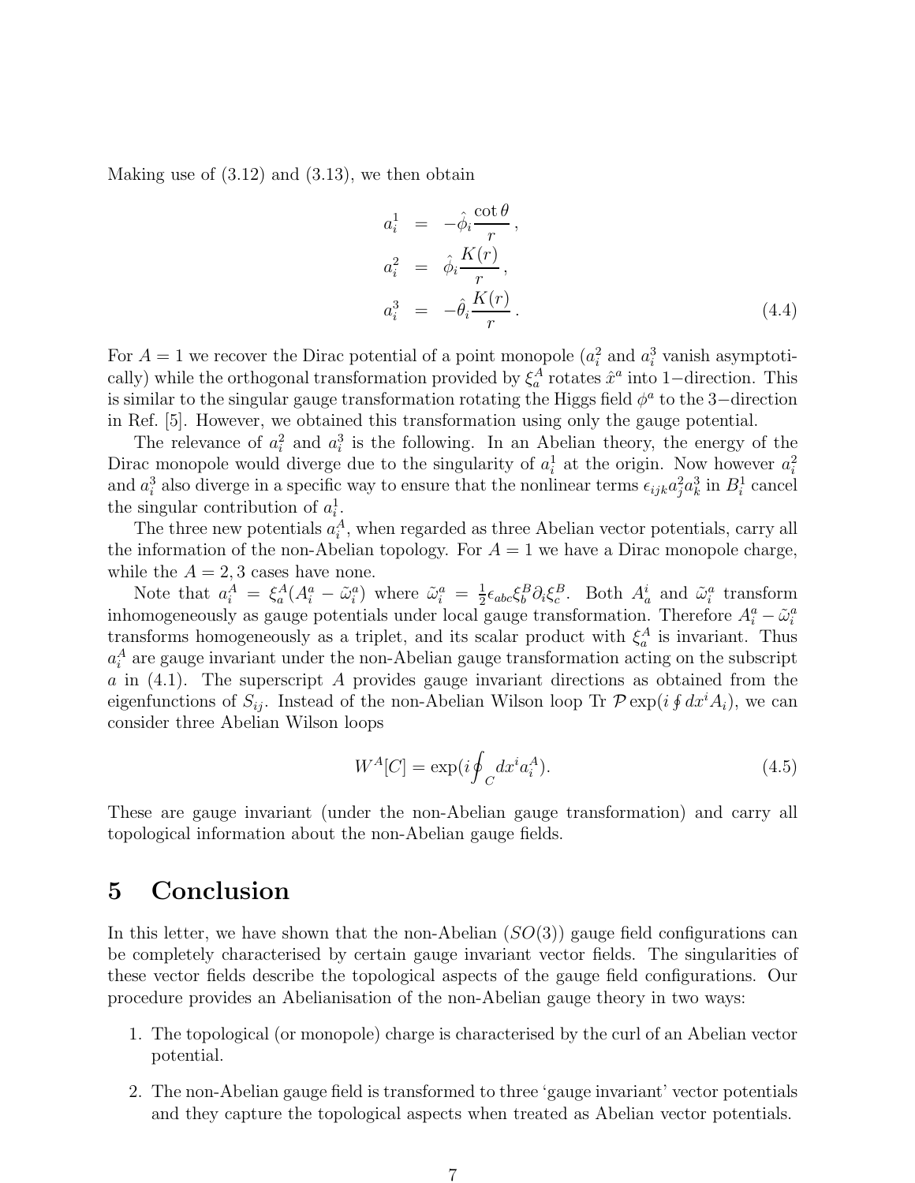Making use of (3.12) and (3.13), we then obtain

$$
\begin{aligned}
a_i^1 &= -\hat{\phi}_i \frac{\cot\theta}{r}\,, \\
a_i^2 &= \hat{\phi}_i \frac{K(r)}{r}\,, \\
a_i^3 &= -\hat{\theta}_i \frac{K(r)}{r}\,.
\end{aligned} \tag{4.4}
$$

For $A = 1$ we recover the Dirac potential of a point monopole ($a_i^2$ and $a_i^3$ vanish asymptotically) while the orthogonal transformation provided by $\xi_a^A$ rotates $\hat{x}^a$ into 1−direction. This is similar to the singular gauge transformation rotating the Higgs field $\phi^a$ to the 3−direction in Ref. [5]. However, we obtained this transformation using only the gauge potential.

The relevance of $a_i^2$ and $a_i^3$ is the following. In an Abelian theory, the energy of the Dirac monopole would diverge due to the singularity of $a_i^1$ at the origin. Now however $a_i^2$ and $a_i^3$ also diverge in a specific way to ensure that the nonlinear terms $\epsilon_{ijk} a_j^2 a_k^3$ in $B_i^1$ cancel the singular contribution of $a_i^1$.

The three new potentials $a_i^A$, when regarded as three Abelian vector potentials, carry all the information of the non-Abelian topology. For $A = 1$ we have a Dirac monopole charge, while the $A = 2, 3$ cases have none.

Note that $a_i^A = \xi_a^A (A_i^a - \tilde{\omega}_i^a)$ where $\tilde{\omega}_i^a = \frac{1}{2}\epsilon_{abc}\xi_b^B \partial_i \xi_c^B$. Both $A_a^i$ and $\tilde{\omega}_i^a$ transform inhomogeneously as gauge potentials under local gauge transformation. Therefore $A_i^a - \tilde{\omega}_i^a$ transforms homogeneously as a triplet, and its scalar product with $\xi_a^A$ is invariant. Thus $a_i^A$ are gauge invariant under the non-Abelian gauge transformation acting on the subscript $a$ in (4.1). The superscript $A$ provides gauge invariant directions as obtained from the eigenfunctions of $S_{ij}$. Instead of the non-Abelian Wilson loop Tr $\mathcal{P} \exp(i \oint dx^i A_i)$, we can consider three Abelian Wilson loops

$$
W^A[C] = \exp(i \oint_C dx^i a_i^A). \tag{4.5}
$$

These are gauge invariant (under the non-Abelian gauge transformation) and carry all topological information about the non-Abelian gauge fields.

# 5 Conclusion

In this letter, we have shown that the non-Abelian ($SO(3)$) gauge field configurations can be completely characterised by certain gauge invariant vector fields. The singularities of these vector fields describe the topological aspects of the gauge field configurations. Our procedure provides an Abelianisation of the non-Abelian gauge theory in two ways:

1. The topological (or monopole) charge is characterised by the curl of an Abelian vector potential.
2. The non-Abelian gauge field is transformed to three 'gauge invariant' vector potentials and they capture the topological aspects when treated as Abelian vector potentials.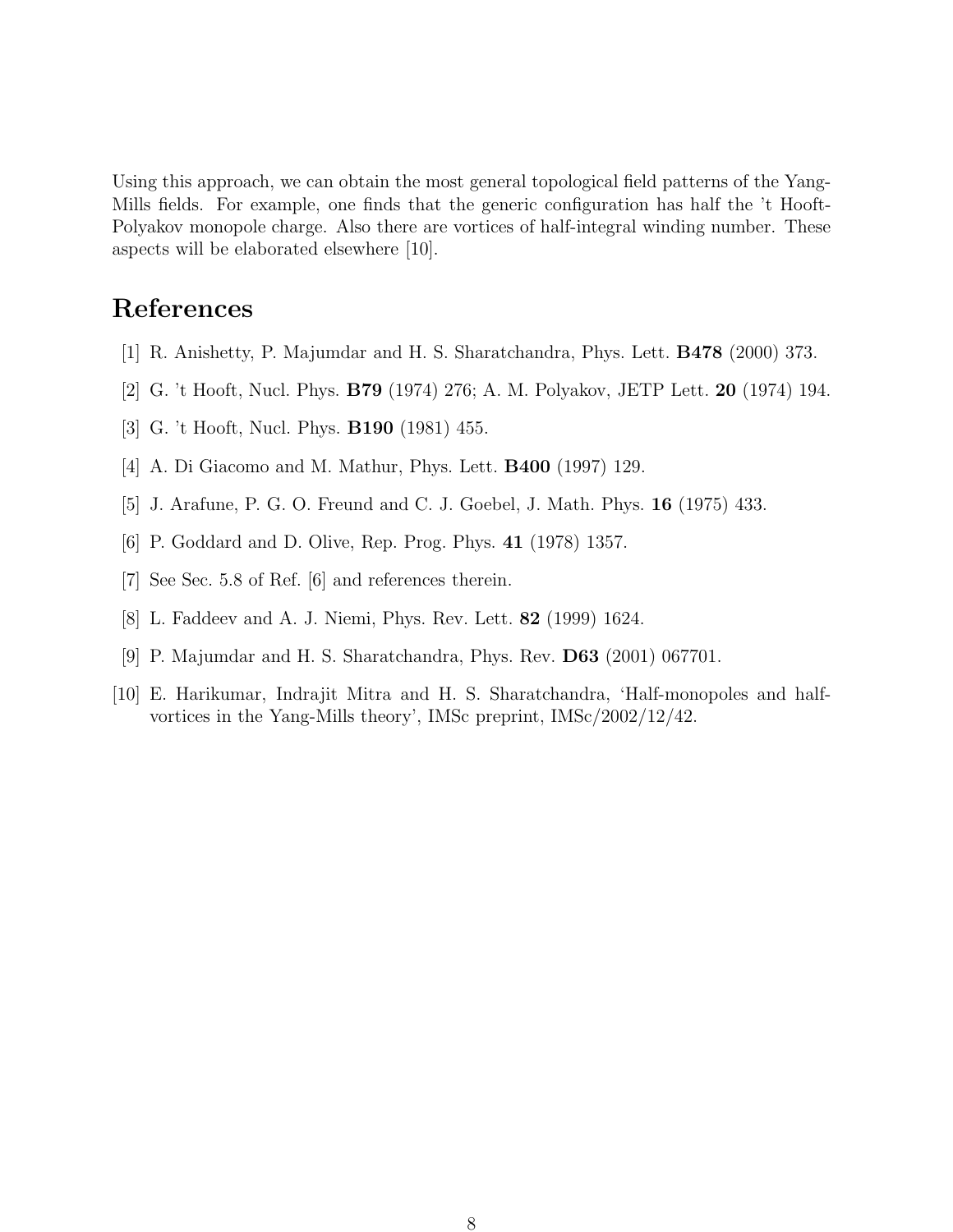Using this approach, we can obtain the most general topological field patterns of the Yang-Mills fields. For example, one finds that the generic configuration has half the 't Hooft-Polyakov monopole charge. Also there are vortices of half-integral winding number. These aspects will be elaborated elsewhere [10].

## References

[1] R. Anishetty, P. Majumdar and H. S. Sharatchandra, Phys. Lett. **B478** (2000) 373.

[2] G. 't Hooft, Nucl. Phys. **B79** (1974) 276; A. M. Polyakov, JETP Lett. **20** (1974) 194.

[3] G. 't Hooft, Nucl. Phys. **B190** (1981) 455.

[4] A. Di Giacomo and M. Mathur, Phys. Lett. **B400** (1997) 129.

[5] J. Arafune, P. G. O. Freund and C. J. Goebel, J. Math. Phys. **16** (1975) 433.

[6] P. Goddard and D. Olive, Rep. Prog. Phys. **41** (1978) 1357.

[7] See Sec. 5.8 of Ref. [6] and references therein.

[8] L. Faddeev and A. J. Niemi, Phys. Rev. Lett. **82** (1999) 1624.

[9] P. Majumdar and H. S. Sharatchandra, Phys. Rev. **D63** (2001) 067701.

[10] E. Harikumar, Indrajit Mitra and H. S. Sharatchandra, 'Half-monopoles and half-vortices in the Yang-Mills theory', IMSc preprint, IMSc/2002/12/42.